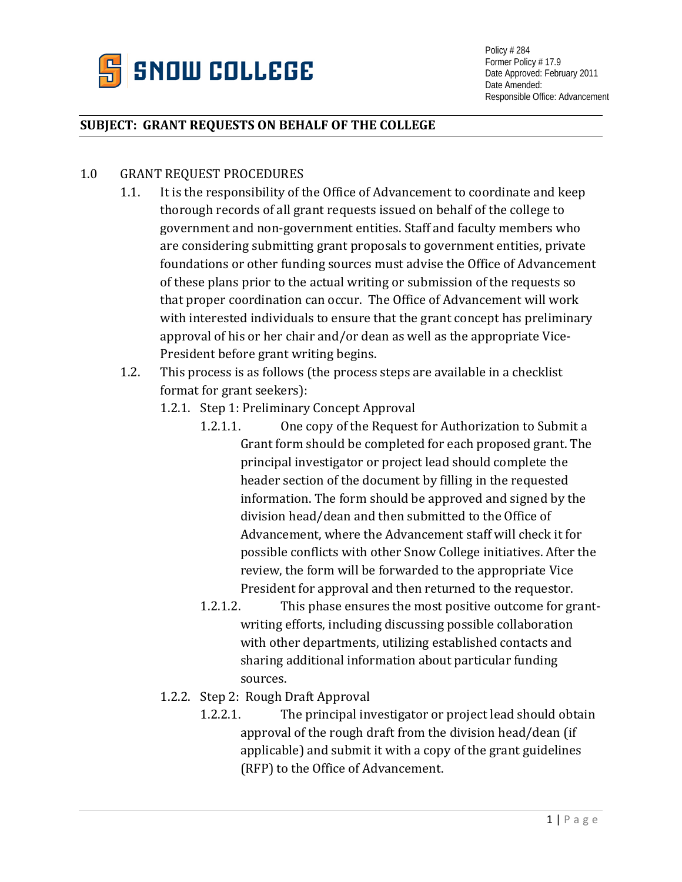**SNOW COLLEGE**

Policy # 284
Former Policy # 17.9
Date Approved: February 2011
Date Amended:
Responsible Office: Advancement

## SUBJECT: GRANT REQUESTS ON BEHALF OF THE COLLEGE

1.0 GRANT REQUEST PROCEDURES

1.1. It is the responsibility of the Office of Advancement to coordinate and keep thorough records of all grant requests issued on behalf of the college to government and non-government entities. Staff and faculty members who are considering submitting grant proposals to government entities, private foundations or other funding sources must advise the Office of Advancement of these plans prior to the actual writing or submission of the requests so that proper coordination can occur. The Office of Advancement will work with interested individuals to ensure that the grant concept has preliminary approval of his or her chair and/or dean as well as the appropriate Vice-President before grant writing begins.

1.2. This process is as follows (the process steps are available in a checklist format for grant seekers):

1.2.1. Step 1: Preliminary Concept Approval

1.2.1.1. One copy of the Request for Authorization to Submit a Grant form should be completed for each proposed grant. The principal investigator or project lead should complete the header section of the document by filling in the requested information. The form should be approved and signed by the division head/dean and then submitted to the Office of Advancement, where the Advancement staff will check it for possible conflicts with other Snow College initiatives. After the review, the form will be forwarded to the appropriate Vice President for approval and then returned to the requestor.

1.2.1.2. This phase ensures the most positive outcome for grant-writing efforts, including discussing possible collaboration with other departments, utilizing established contacts and sharing additional information about particular funding sources.

1.2.2. Step 2: Rough Draft Approval

1.2.2.1. The principal investigator or project lead should obtain approval of the rough draft from the division head/dean (if applicable) and submit it with a copy of the grant guidelines (RFP) to the Office of Advancement.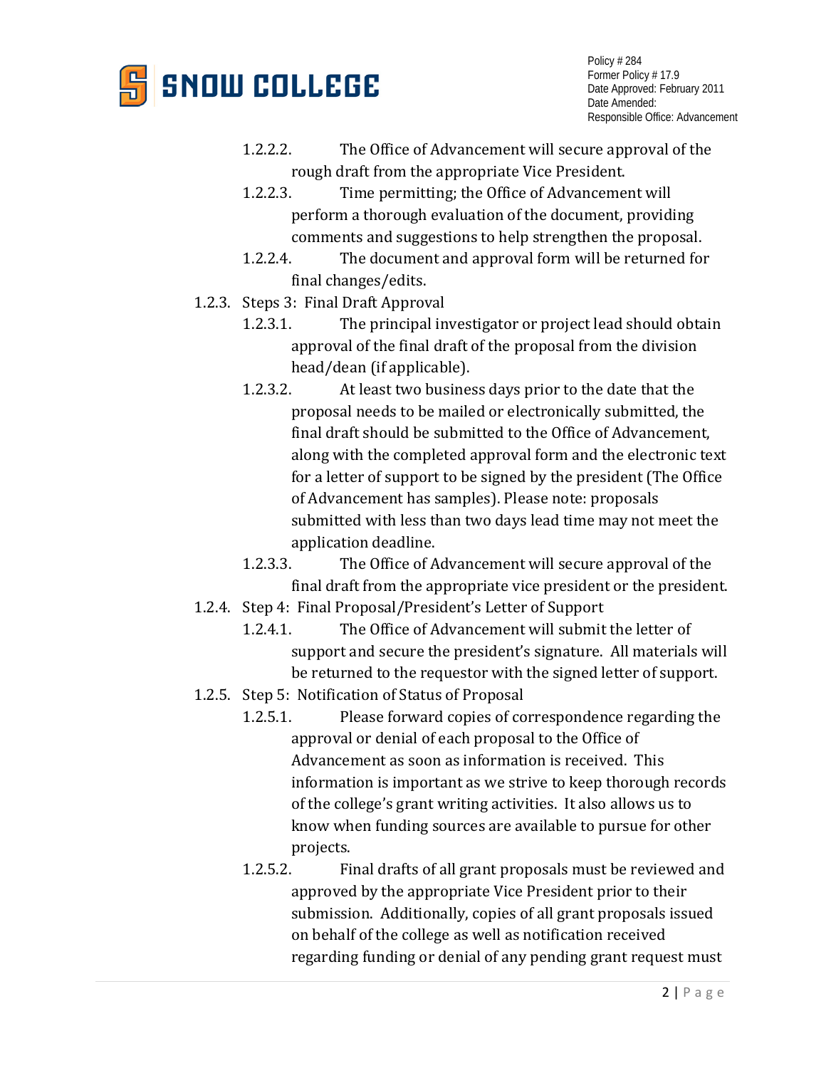- 1.2.2.2. The Office of Advancement will secure approval of the rough draft from the appropriate Vice President.
- 1.2.2.3. Time permitting; the Office of Advancement will perform a thorough evaluation of the document, providing comments and suggestions to help strengthen the proposal.
- 1.2.2.4. The document and approval form will be returned for final changes/edits.

1.2.3. Steps 3: Final Draft Approval

- 1.2.3.1. The principal investigator or project lead should obtain approval of the final draft of the proposal from the division head/dean (if applicable).
- 1.2.3.2. At least two business days prior to the date that the proposal needs to be mailed or electronically submitted, the final draft should be submitted to the Office of Advancement, along with the completed approval form and the electronic text for a letter of support to be signed by the president (The Office of Advancement has samples). Please note: proposals submitted with less than two days lead time may not meet the application deadline.
- 1.2.3.3. The Office of Advancement will secure approval of the final draft from the appropriate vice president or the president.

1.2.4. Step 4: Final Proposal/President's Letter of Support

- 1.2.4.1. The Office of Advancement will submit the letter of support and secure the president's signature. All materials will be returned to the requestor with the signed letter of support.

1.2.5. Step 5: Notification of Status of Proposal

- 1.2.5.1. Please forward copies of correspondence regarding the approval or denial of each proposal to the Office of Advancement as soon as information is received. This information is important as we strive to keep thorough records of the college's grant writing activities. It also allows us to know when funding sources are available to pursue for other projects.
- 1.2.5.2. Final drafts of all grant proposals must be reviewed and approved by the appropriate Vice President prior to their submission. Additionally, copies of all grant proposals issued on behalf of the college as well as notification received regarding funding or denial of any pending grant request must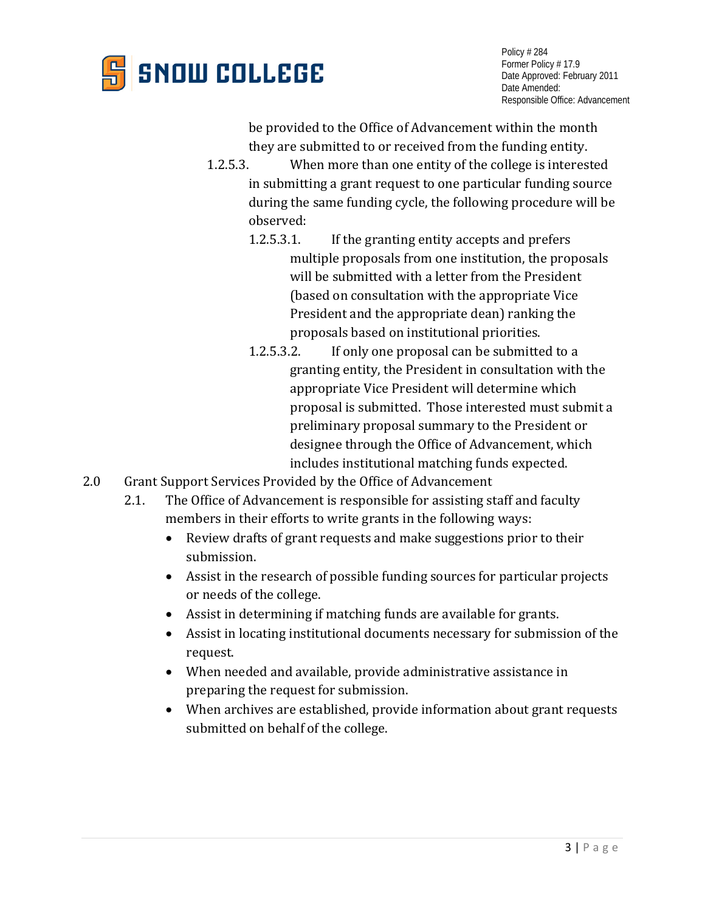be provided to the Office of Advancement within the month they are submitted to or received from the funding entity.

1.2.5.3. When more than one entity of the college is interested in submitting a grant request to one particular funding source during the same funding cycle, the following procedure will be observed:

1.2.5.3.1. If the granting entity accepts and prefers multiple proposals from one institution, the proposals will be submitted with a letter from the President (based on consultation with the appropriate Vice President and the appropriate dean) ranking the proposals based on institutional priorities.

1.2.5.3.2. If only one proposal can be submitted to a granting entity, the President in consultation with the appropriate Vice President will determine which proposal is submitted. Those interested must submit a preliminary proposal summary to the President or designee through the Office of Advancement, which includes institutional matching funds expected.

2.0 Grant Support Services Provided by the Office of Advancement

2.1. The Office of Advancement is responsible for assisting staff and faculty members in their efforts to write grants in the following ways:

- Review drafts of grant requests and make suggestions prior to their submission.
- Assist in the research of possible funding sources for particular projects or needs of the college.
- Assist in determining if matching funds are available for grants.
- Assist in locating institutional documents necessary for submission of the request.
- When needed and available, provide administrative assistance in preparing the request for submission.
- When archives are established, provide information about grant requests submitted on behalf of the college.